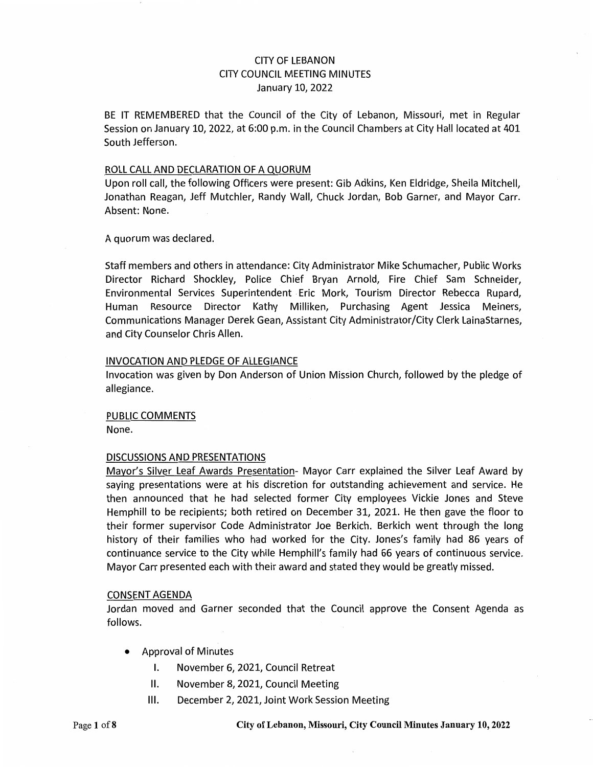# CITY OF LEBANON
## CITY COUNCIL MEETING MINUTES
### January 10, 2022

BE IT REMEMBERED that the Council of the City of Lebanon, Missouri, met in Regular Session on January 10, 2022, at 6:00 p.m. in the Council Chambers at City Hall located at 401 South Jefferson.

ROLL CALL AND DECLARATION OF A QUORUM

Upon roll call, the following Officers were present: Gib Adkins, Ken Eldridge, Sheila Mitchell, Jonathan Reagan, Jeff Mutchler, Randy Wall, Chuck Jordan, Bob Garner, and Mayor Carr. Absent: None.

A quorum was declared.

Staff members and others in attendance: City Administrator Mike Schumacher, Public Works Director Richard Shockley, Police Chief Bryan Arnold, Fire Chief Sam Schneider, Environmental Services Superintendent Eric Mork, Tourism Director Rebecca Rupard, Human Resource Director Kathy Milliken, Purchasing Agent Jessica Meiners, Communications Manager Derek Gean, Assistant City Administrator/City Clerk LainaStarnes, and City Counselor Chris Allen.

INVOCATION AND PLEDGE OF ALLEGIANCE

Invocation was given by Don Anderson of Union Mission Church, followed by the pledge of allegiance.

PUBLIC COMMENTS

None.

DISCUSSIONS AND PRESENTATIONS

Mayor's Silver Leaf Awards Presentation- Mayor Carr explained the Silver Leaf Award by saying presentations were at his discretion for outstanding achievement and service. He then announced that he had selected former City employees Vickie Jones and Steve Hemphill to be recipients; both retired on December 31, 2021. He then gave the floor to their former supervisor Code Administrator Joe Berkich. Berkich went through the long history of their families who had worked for the City. Jones's family had 86 years of continuance service to the City while Hemphill's family had 66 years of continuous service. Mayor Carr presented each with their award and stated they would be greatly missed.

CONSENT AGENDA

Jordan moved and Garner seconded that the Council approve the Consent Agenda as follows.

- Approval of Minutes
  - I. November 6, 2021, Council Retreat
  - II. November 8, 2021, Council Meeting
  - III. December 2, 2021, Joint Work Session Meeting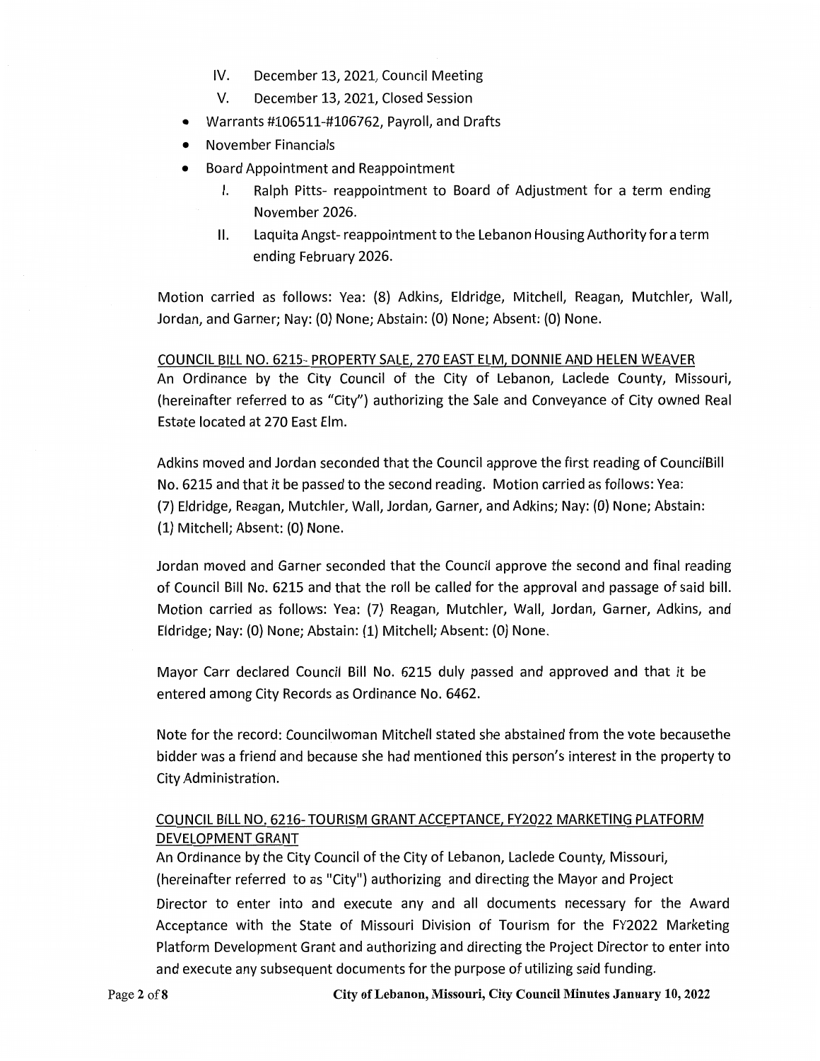IV. December 13, 2021, Council Meeting
   V. December 13, 2021, Closed Session

- Warrants #106511-#106762, Payroll, and Drafts
- November Financials
- Board Appointment and Reappointment
  I. Ralph Pitts- reappointment to Board of Adjustment for a term ending November 2026.
  II. Laquita Angst- reappointment to the Lebanon Housing Authority for a term ending February 2026.

Motion carried as follows: Yea: (8) Adkins, Eldridge, Mitchell, Reagan, Mutchler, Wall, Jordan, and Garner; Nay: (0) None; Abstain: (0) None; Absent: (0) None.

COUNCIL BILL NO. 6215- PROPERTY SALE, 270 EAST ELM, DONNIE AND HELEN WEAVER

An Ordinance by the City Council of the City of Lebanon, Laclede County, Missouri, (hereinafter referred to as "City") authorizing the Sale and Conveyance of City owned Real Estate located at 270 East Elm.

Adkins moved and Jordan seconded that the Council approve the first reading of CouncilBill No. 6215 and that it be passed to the second reading. Motion carried as follows: Yea: (7) Eldridge, Reagan, Mutchler, Wall, Jordan, Garner, and Adkins; Nay: (0) None; Abstain: (1) Mitchell; Absent: (0) None.

Jordan moved and Garner seconded that the Council approve the second and final reading of Council Bill No. 6215 and that the roll be called for the approval and passage of said bill. Motion carried as follows: Yea: (7) Reagan, Mutchler, Wall, Jordan, Garner, Adkins, and Eldridge; Nay: (0) None; Abstain: (1) Mitchell; Absent: (0) None.

Mayor Carr declared Council Bill No. 6215 duly passed and approved and that it be entered among City Records as Ordinance No. 6462.

Note for the record: Councilwoman Mitchell stated she abstained from the vote becausethe bidder was a friend and because she had mentioned this person's interest in the property to City Administration.

COUNCIL BILL NO. 6216- TOURISM GRANT ACCEPTANCE, FY2022 MARKETING PLATFORM DEVELOPMENT GRANT

An Ordinance by the City Council of the City of Lebanon, Laclede County, Missouri, (hereinafter referred to as "City") authorizing and directing the Mayor and Project Director to enter into and execute any and all documents necessary for the Award Acceptance with the State of Missouri Division of Tourism for the FY2022 Marketing Platform Development Grant and authorizing and directing the Project Director to enter into and execute any subsequent documents for the purpose of utilizing said funding.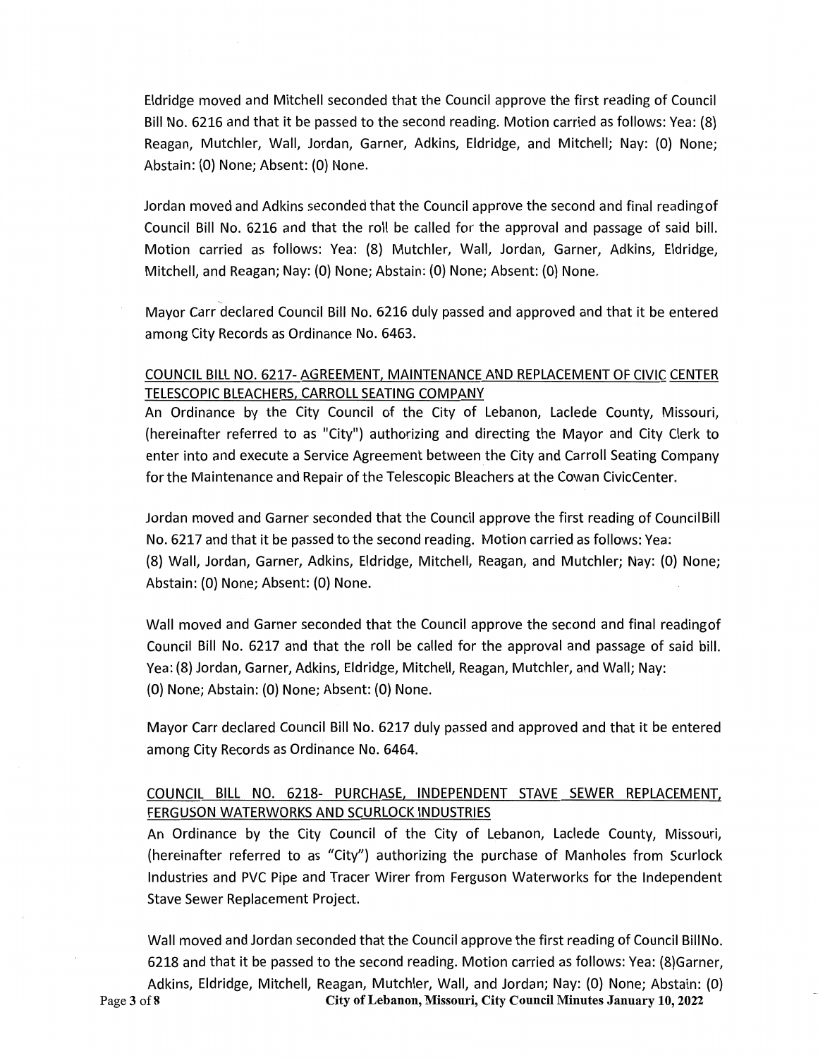Eldridge moved and Mitchell seconded that the Council approve the first reading of Council Bill No. 6216 and that it be passed to the second reading. Motion carried as follows: Yea: (8) Reagan, Mutchler, Wall, Jordan, Garner, Adkins, Eldridge, and Mitchell; Nay: (0) None; Abstain: (0) None; Absent: (0) None.

Jordan moved and Adkins seconded that the Council approve the second and final readingof Council Bill No. 6216 and that the roll be called for the approval and passage of said bill. Motion carried as follows: Yea: (8) Mutchler, Wall, Jordan, Garner, Adkins, Eldridge, Mitchell, and Reagan; Nay: (0) None; Abstain: (0) None; Absent: (0) None.

Mayor Carr declared Council Bill No. 6216 duly passed and approved and that it be entered among City Records as Ordinance No. 6463.

COUNCIL BILL NO. 6217- AGREEMENT, MAINTENANCE AND REPLACEMENT OF CIVIC CENTER TELESCOPIC BLEACHERS, CARROLL SEATING COMPANY

An Ordinance by the City Council of the City of Lebanon, Laclede County, Missouri, (hereinafter referred to as "City") authorizing and directing the Mayor and City Clerk to enter into and execute a Service Agreement between the City and Carroll Seating Company for the Maintenance and Repair of the Telescopic Bleachers at the Cowan CivicCenter.

Jordan moved and Garner seconded that the Council approve the first reading of CouncilBill No. 6217 and that it be passed to the second reading. Motion carried as follows: Yea: (8) Wall, Jordan, Garner, Adkins, Eldridge, Mitchell, Reagan, and Mutchler; Nay: (0) None; Abstain: (0) None; Absent: (0) None.

Wall moved and Garner seconded that the Council approve the second and final readingof Council Bill No. 6217 and that the roll be called for the approval and passage of said bill. Yea: (8) Jordan, Garner, Adkins, Eldridge, Mitchell, Reagan, Mutchler, and Wall; Nay: (0) None; Abstain: (0) None; Absent: (0) None.

Mayor Carr declared Council Bill No. 6217 duly passed and approved and that it be entered among City Records as Ordinance No. 6464.

COUNCIL BILL NO. 6218- PURCHASE, INDEPENDENT STAVE SEWER REPLACEMENT, FERGUSON WATERWORKS AND SCURLOCK INDUSTRIES

An Ordinance by the City Council of the City of Lebanon, Laclede County, Missouri, (hereinafter referred to as "City") authorizing the purchase of Manholes from Scurlock Industries and PVC Pipe and Tracer Wirer from Ferguson Waterworks for the Independent Stave Sewer Replacement Project.

Wall moved and Jordan seconded that the Council approve the first reading of Council BillNo. 6218 and that it be passed to the second reading. Motion carried as follows: Yea: (8)Garner, Adkins, Eldridge, Mitchell, Reagan, Mutchler, Wall, and Jordan; Nay: (0) None; Abstain: (0)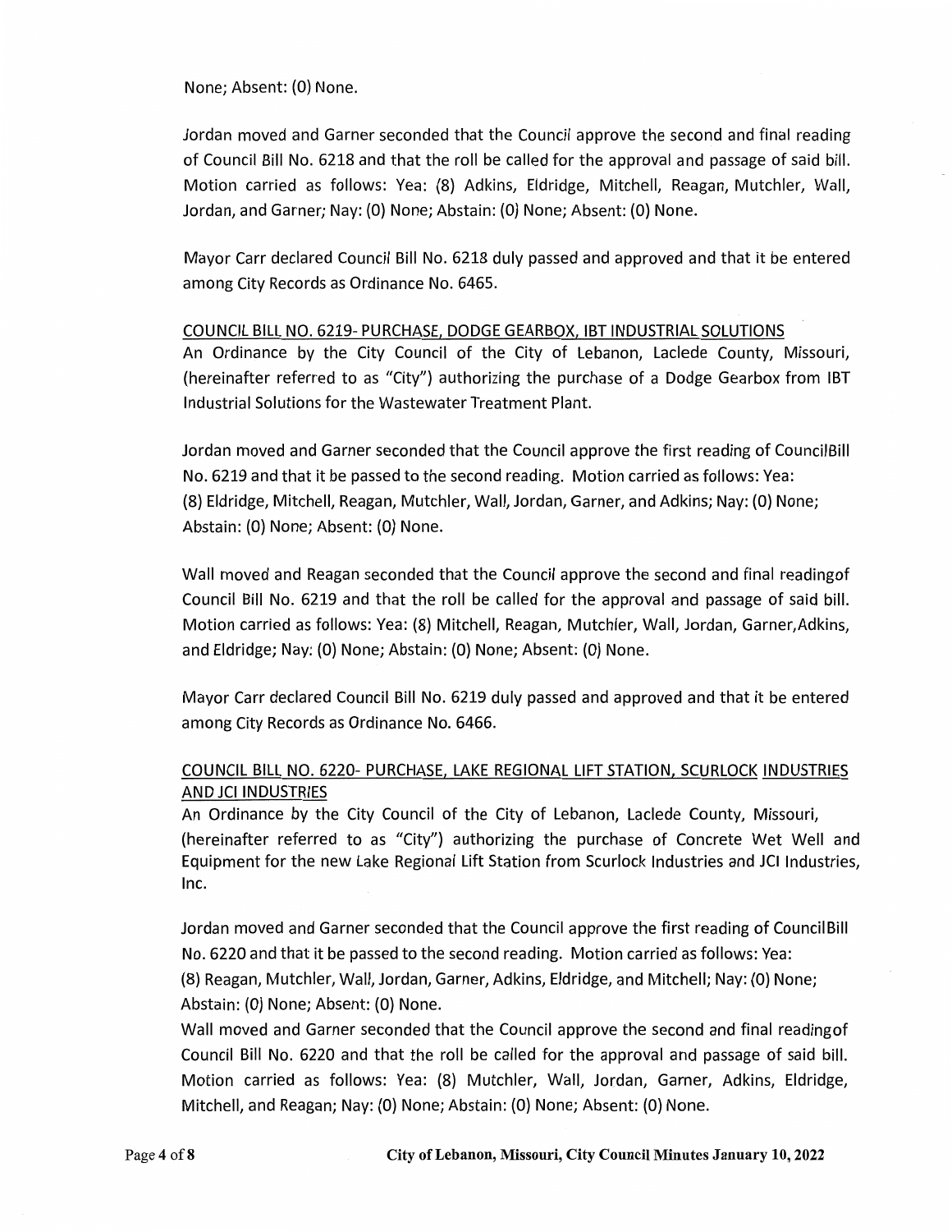None; Absent: (0) None.

Jordan moved and Garner seconded that the Council approve the second and final reading of Council Bill No. 6218 and that the roll be called for the approval and passage of said bill. Motion carried as follows: Yea: (8) Adkins, Eldridge, Mitchell, Reagan, Mutchler, Wall, Jordan, and Garner; Nay: (0) None; Abstain: (0) None; Absent: (0) None.

Mayor Carr declared Council Bill No. 6218 duly passed and approved and that it be entered among City Records as Ordinance No. 6465.

COUNCIL BILL NO. 6219- PURCHASE, DODGE GEARBOX, IBT INDUSTRIAL SOLUTIONS

An Ordinance by the City Council of the City of Lebanon, Laclede County, Missouri, (hereinafter referred to as "City") authorizing the purchase of a Dodge Gearbox from IBT Industrial Solutions for the Wastewater Treatment Plant.

Jordan moved and Garner seconded that the Council approve the first reading of CouncilBill No. 6219 and that it be passed to the second reading. Motion carried as follows: Yea: (8) Eldridge, Mitchell, Reagan, Mutchler, Wall, Jordan, Garner, and Adkins; Nay: (0) None; Abstain: (0) None; Absent: (0) None.

Wall moved and Reagan seconded that the Council approve the second and final readingof Council Bill No. 6219 and that the roll be called for the approval and passage of said bill. Motion carried as follows: Yea: (8) Mitchell, Reagan, Mutchler, Wall, Jordan, Garner,Adkins, and Eldridge; Nay: (0) None; Abstain: (0) None; Absent: (0) None.

Mayor Carr declared Council Bill No. 6219 duly passed and approved and that it be entered among City Records as Ordinance No. 6466.

COUNCIL BILL NO. 6220- PURCHASE, LAKE REGIONAL LIFT STATION, SCURLOCK INDUSTRIES AND JCI INDUSTRIES

An Ordinance by the City Council of the City of Lebanon, Laclede County, Missouri, (hereinafter referred to as "City") authorizing the purchase of Concrete Wet Well and Equipment for the new Lake Regional Lift Station from Scurlock Industries and JCI Industries, Inc.

Jordan moved and Garner seconded that the Council approve the first reading of CouncilBill No. 6220 and that it be passed to the second reading. Motion carried as follows: Yea: (8) Reagan, Mutchler, Wall, Jordan, Garner, Adkins, Eldridge, and Mitchell; Nay: (0) None; Abstain: (0) None; Absent: (0) None.

Wall moved and Garner seconded that the Council approve the second and final readingof Council Bill No. 6220 and that the roll be called for the approval and passage of said bill. Motion carried as follows: Yea: (8) Mutchler, Wall, Jordan, Garner, Adkins, Eldridge, Mitchell, and Reagan; Nay: (0) None; Abstain: (0) None; Absent: (0) None.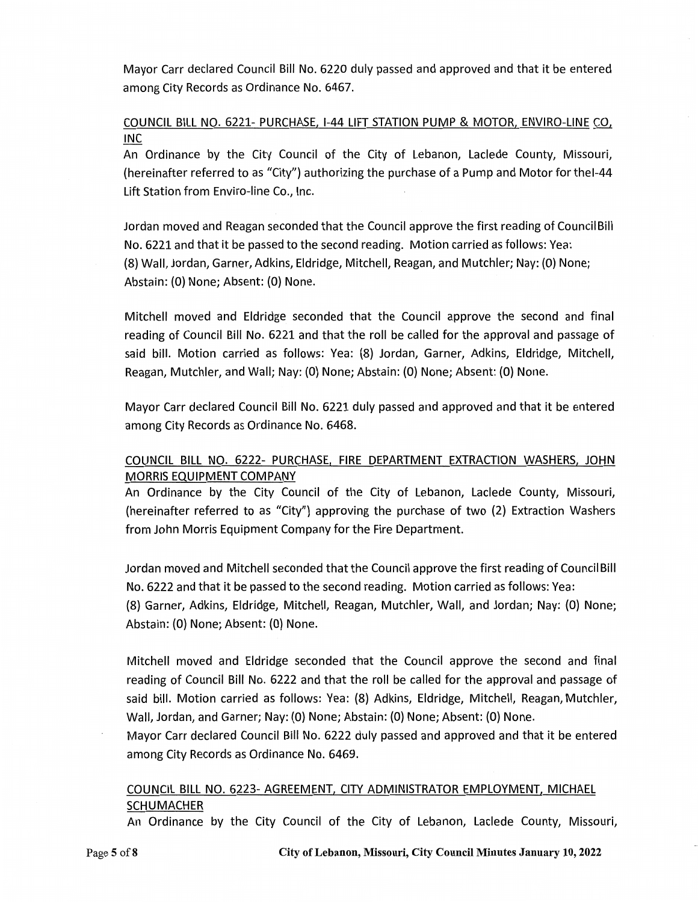Mayor Carr declared Council Bill No. 6220 duly passed and approved and that it be entered among City Records as Ordinance No. 6467.

COUNCIL BILL NO. 6221- PURCHASE, I-44 LIFT STATION PUMP & MOTOR, ENVIRO-LINE CO, INC

An Ordinance by the City Council of the City of Lebanon, Laclede County, Missouri, (hereinafter referred to as "City") authorizing the purchase of a Pump and Motor for thel-44 Lift Station from Enviro-line Co., Inc.

Jordan moved and Reagan seconded that the Council approve the first reading of CouncilBill No. 6221 and that it be passed to the second reading. Motion carried as follows: Yea: (8) Wall, Jordan, Garner, Adkins, Eldridge, Mitchell, Reagan, and Mutchler; Nay: (0) None; Abstain: (0) None; Absent: (0) None.

Mitchell moved and Eldridge seconded that the Council approve the second and final reading of Council Bill No. 6221 and that the roll be called for the approval and passage of said bill. Motion carried as follows: Yea: (8) Jordan, Garner, Adkins, Eldridge, Mitchell, Reagan, Mutchler, and Wall; Nay: (0) None; Abstain: (0) None; Absent: (0) None.

Mayor Carr declared Council Bill No. 6221 duly passed and approved and that it be entered among City Records as Ordinance No. 6468.

COUNCIL BILL NO. 6222- PURCHASE, FIRE DEPARTMENT EXTRACTION WASHERS, JOHN MORRIS EQUIPMENT COMPANY

An Ordinance by the City Council of the City of Lebanon, Laclede County, Missouri, (hereinafter referred to as "City") approving the purchase of two (2) Extraction Washers from John Morris Equipment Company for the Fire Department.

Jordan moved and Mitchell seconded that the Council approve the first reading of CouncilBill No. 6222 and that it be passed to the second reading. Motion carried as follows: Yea: (8) Garner, Adkins, Eldridge, Mitchell, Reagan, Mutchler, Wall, and Jordan; Nay: (0) None; Abstain: (0) None; Absent: (0) None.

Mitchell moved and Eldridge seconded that the Council approve the second and final reading of Council Bill No. 6222 and that the roll be called for the approval and passage of said bill. Motion carried as follows: Yea: (8) Adkins, Eldridge, Mitchell, Reagan, Mutchler, Wall, Jordan, and Garner; Nay: (0) None; Abstain: (0) None; Absent: (0) None.

Mayor Carr declared Council Bill No. 6222 duly passed and approved and that it be entered among City Records as Ordinance No. 6469.

COUNCIL BILL NO. 6223- AGREEMENT, CITY ADMINISTRATOR EMPLOYMENT, MICHAEL SCHUMACHER

An Ordinance by the City Council of the City of Lebanon, Laclede County, Missouri,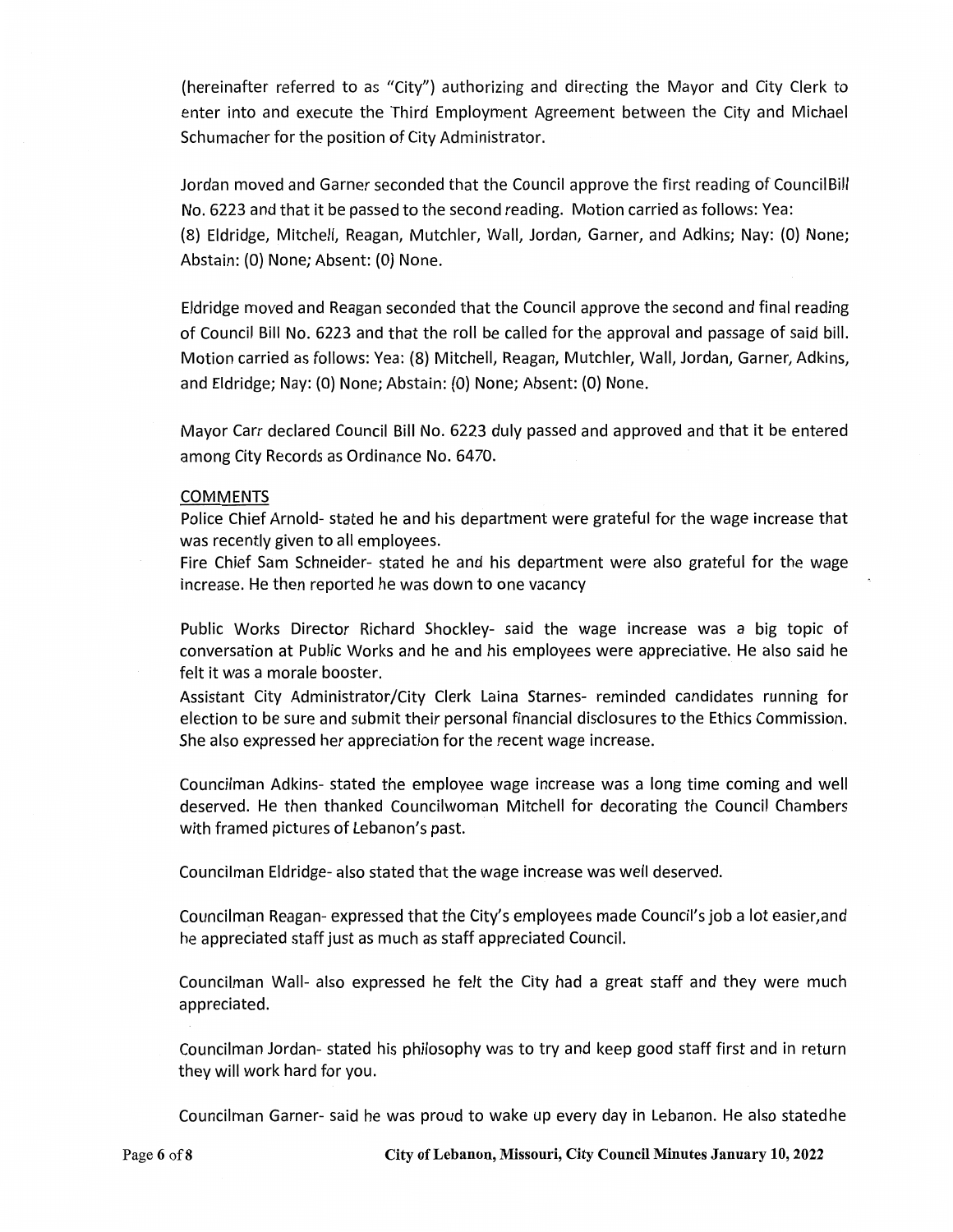(hereinafter referred to as "City") authorizing and directing the Mayor and City Clerk to enter into and execute the Third Employment Agreement between the City and Michael Schumacher for the position of City Administrator.

Jordan moved and Garner seconded that the Council approve the first reading of CouncilBill No. 6223 and that it be passed to the second reading. Motion carried as follows: Yea: (8) Eldridge, Mitchell, Reagan, Mutchler, Wall, Jordan, Garner, and Adkins; Nay: (0) None; Abstain: (0) None; Absent: (0) None.

Eldridge moved and Reagan seconded that the Council approve the second and final reading of Council Bill No. 6223 and that the roll be called for the approval and passage of said bill. Motion carried as follows: Yea: (8) Mitchell, Reagan, Mutchler, Wall, Jordan, Garner, Adkins, and Eldridge; Nay: (0) None; Abstain: (0) None; Absent: (0) None.

Mayor Carr declared Council Bill No. 6223 duly passed and approved and that it be entered among City Records as Ordinance No. 6470.

COMMENTS

Police Chief Arnold- stated he and his department were grateful for the wage increase that was recently given to all employees.

Fire Chief Sam Schneider- stated he and his department were also grateful for the wage increase. He then reported he was down to one vacancy

Public Works Director Richard Shockley- said the wage increase was a big topic of conversation at Public Works and he and his employees were appreciative. He also said he felt it was a morale booster.

Assistant City Administrator/City Clerk Laina Starnes- reminded candidates running for election to be sure and submit their personal financial disclosures to the Ethics Commission. She also expressed her appreciation for the recent wage increase.

Councilman Adkins- stated the employee wage increase was a long time coming and well deserved. He then thanked Councilwoman Mitchell for decorating the Council Chambers with framed pictures of Lebanon's past.

Councilman Eldridge- also stated that the wage increase was well deserved.

Councilman Reagan- expressed that the City's employees made Council's job a lot easier,and he appreciated staff just as much as staff appreciated Council.

Councilman Wall- also expressed he felt the City had a great staff and they were much appreciated.

Councilman Jordan- stated his philosophy was to try and keep good staff first and in return they will work hard for you.

Councilman Garner- said he was proud to wake up every day in Lebanon. He also statedhe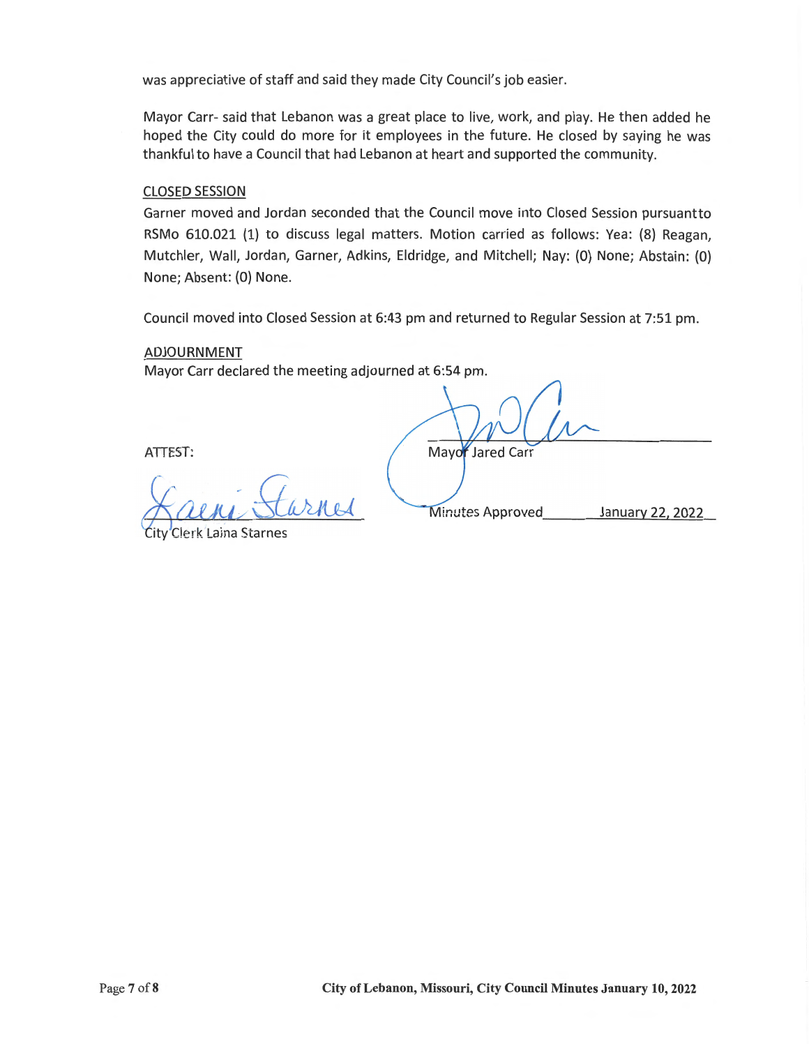was appreciative of staff and said they made City Council's job easier.

Mayor Carr- said that Lebanon was a great place to live, work, and play. He then added he hoped the City could do more for it employees in the future. He closed by saying he was thankful to have a Council that had Lebanon at heart and supported the community.

CLOSED SESSION

Garner moved and Jordan seconded that the Council move into Closed Session pursuantto RSMo 610.021 (1) to discuss legal matters. Motion carried as follows: Yea: (8) Reagan, Mutchler, Wall, Jordan, Garner, Adkins, Eldridge, and Mitchell; Nay: (0) None; Abstain: (0) None; Absent: (0) None.

Council moved into Closed Session at 6:43 pm and returned to Regular Session at 7:51 pm.

ADJOURNMENT

Mayor Carr declared the meeting adjourned at 6:54 pm.

ATTEST:

City Clerk Laina Starnes

Mayor Jared Carr

Minutes Approved January 22, 2022